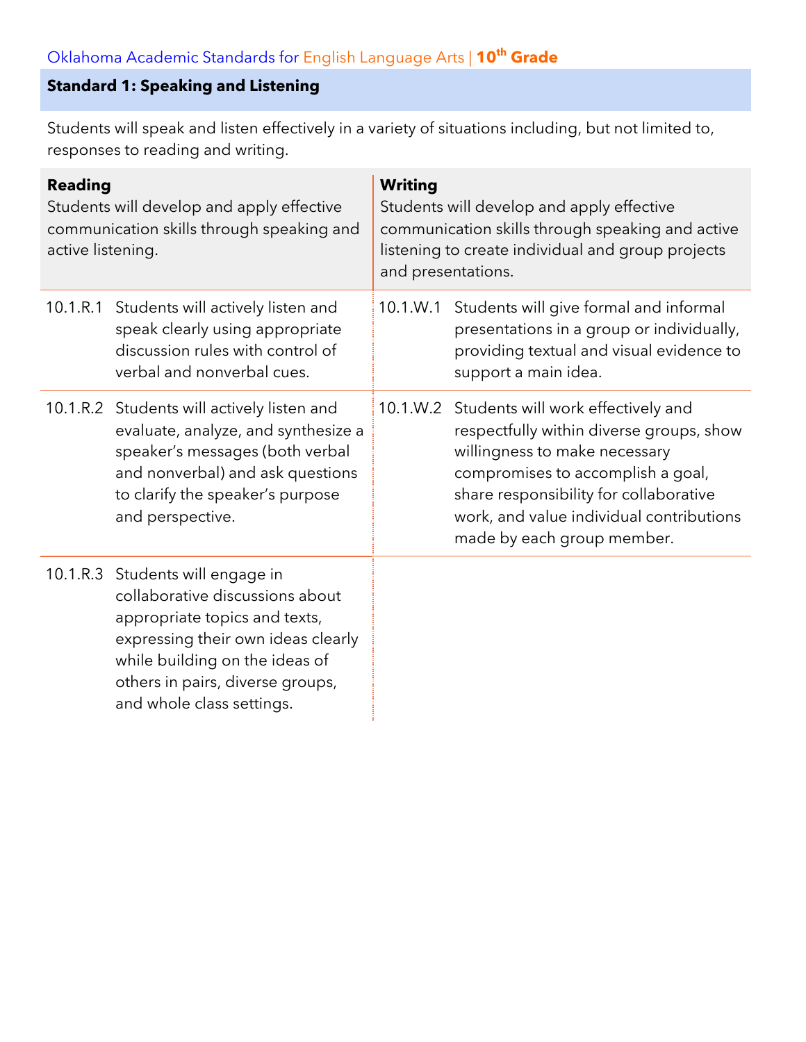Oklahoma Academic Standards for English Language Arts | **10th Grade**

## Standard 1: Speaking and Listening

Students will speak and listen effectively in a variety of situations including, but not limited to, responses to reading and writing.

| **Reading**<br>Students will develop and apply effective communication skills through speaking and active listening. | | **Writing**<br>Students will develop and apply effective communication skills through speaking and active listening to create individual and group projects and presentations. | |
|---|---|---|---|
| 10.1.R.1 | Students will actively listen and speak clearly using appropriate discussion rules with control of verbal and nonverbal cues. | 10.1.W.1 | Students will give formal and informal presentations in a group or individually, providing textual and visual evidence to support a main idea. |
| 10.1.R.2 | Students will actively listen and evaluate, analyze, and synthesize a speaker's messages (both verbal and nonverbal) and ask questions to clarify the speaker's purpose and perspective. | 10.1.W.2 | Students will work effectively and respectfully within diverse groups, show willingness to make necessary compromises to accomplish a goal, share responsibility for collaborative work, and value individual contributions made by each group member. |
| 10.1.R.3 | Students will engage in collaborative discussions about appropriate topics and texts, expressing their own ideas clearly while building on the ideas of others in pairs, diverse groups, and whole class settings. | | |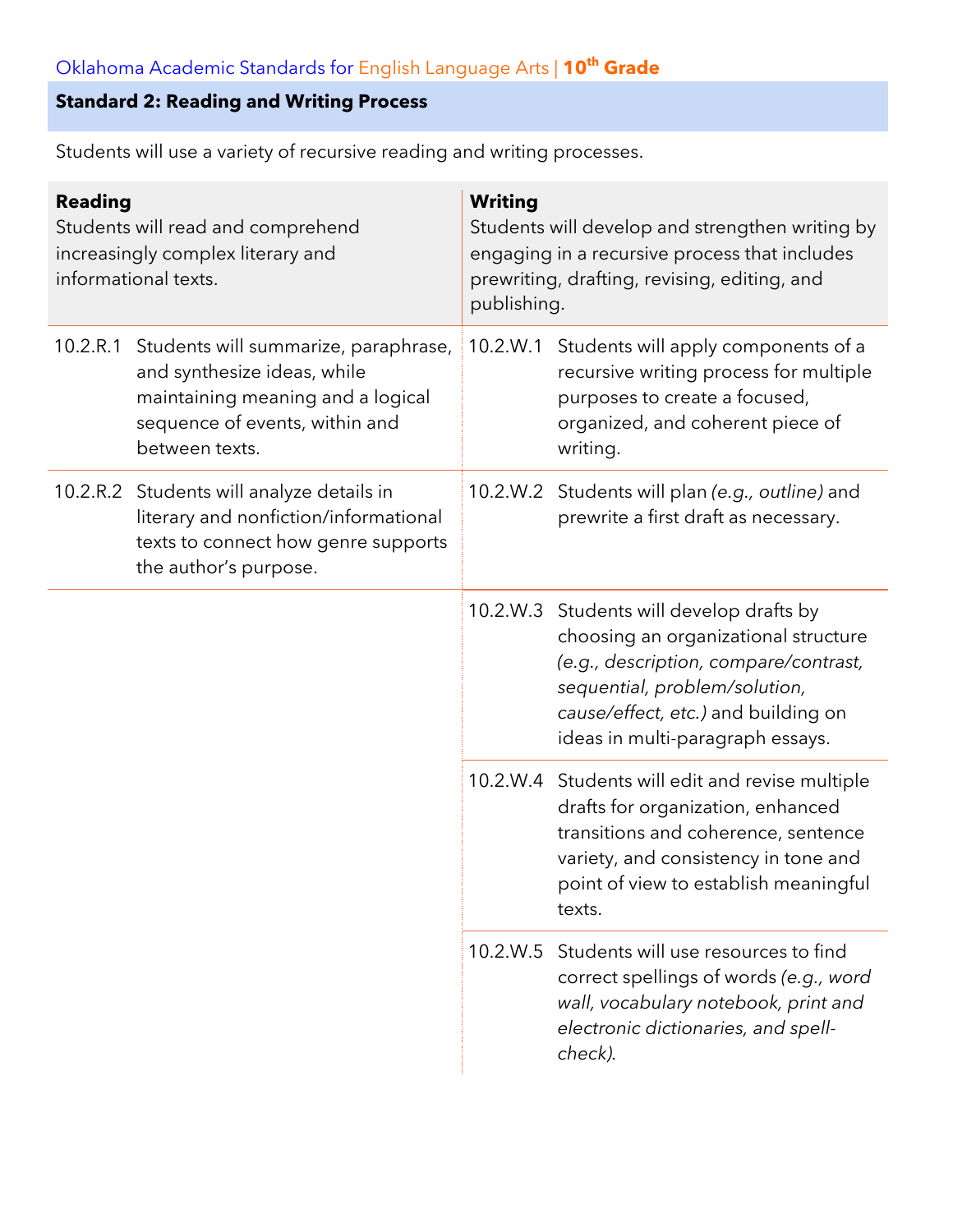Oklahoma Academic Standards for English Language Arts | **10th Grade**

## Standard 2: Reading and Writing Process

Students will use a variety of recursive reading and writing processes.

| **Reading**<br>Students will read and comprehend increasingly complex literary and informational texts. | | **Writing**<br>Students will develop and strengthen writing by engaging in a recursive process that includes prewriting, drafting, revising, editing, and publishing. | |
|---|---|---|---|
| 10.2.R.1 | Students will summarize, paraphrase, and synthesize ideas, while maintaining meaning and a logical sequence of events, within and between texts. | 10.2.W.1 | Students will apply components of a recursive writing process for multiple purposes to create a focused, organized, and coherent piece of writing. |
| 10.2.R.2 | Students will analyze details in literary and nonfiction/informational texts to connect how genre supports the author's purpose. | 10.2.W.2 | Students will plan *(e.g., outline)* and prewrite a first draft as necessary. |
| | | 10.2.W.3 | Students will develop drafts by choosing an organizational structure *(e.g., description, compare/contrast, sequential, problem/solution, cause/effect, etc.)* and building on ideas in multi-paragraph essays. |
| | | 10.2.W.4 | Students will edit and revise multiple drafts for organization, enhanced transitions and coherence, sentence variety, and consistency in tone and point of view to establish meaningful texts. |
| | | 10.2.W.5 | Students will use resources to find correct spellings of words *(e.g., word wall, vocabulary notebook, print and electronic dictionaries, and spell-check).* |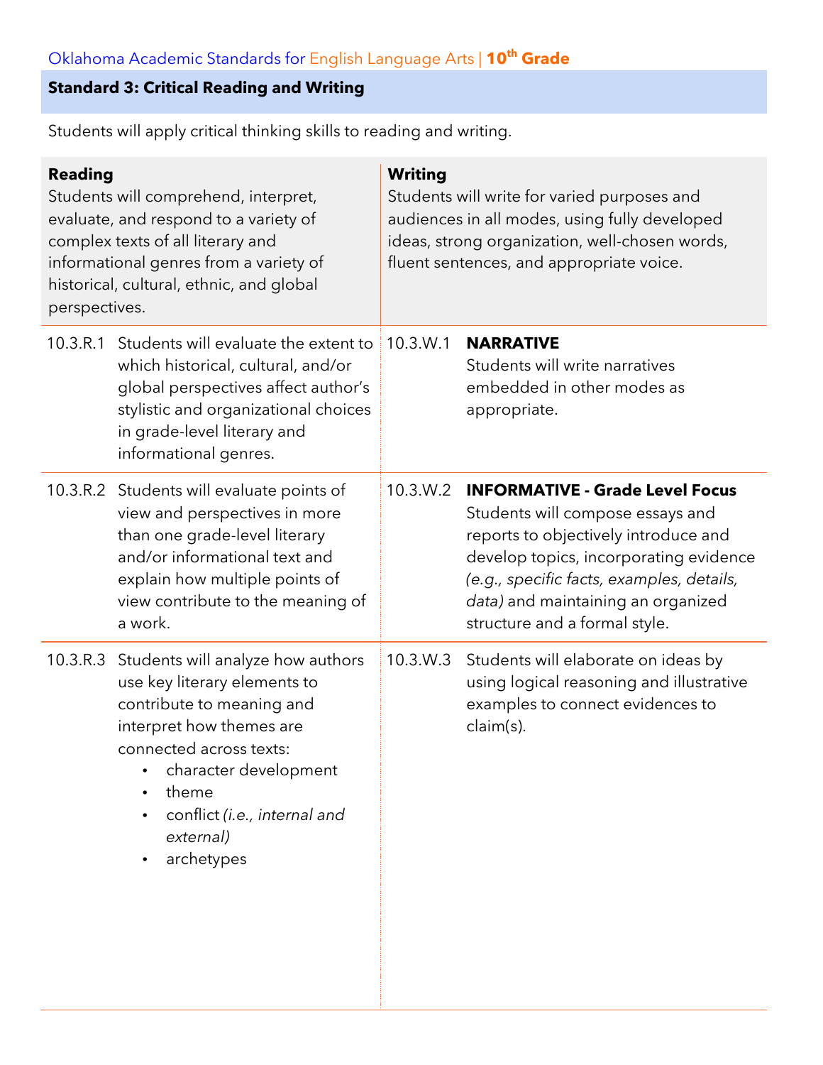Oklahoma Academic Standards for English Language Arts | **10th Grade**

## Standard 3: Critical Reading and Writing

Students will apply critical thinking skills to reading and writing.

| **Reading**<br>Students will comprehend, interpret, evaluate, and respond to a variety of complex texts of all literary and informational genres from a variety of historical, cultural, ethnic, and global perspectives. | | **Writing**<br>Students will write for varied purposes and audiences in all modes, using fully developed ideas, strong organization, well-chosen words, fluent sentences, and appropriate voice. | |
|---|---|---|---|
| 10.3.R.1 | Students will evaluate the extent to which historical, cultural, and/or global perspectives affect author's stylistic and organizational choices in grade-level literary and informational genres. | 10.3.W.1 | **NARRATIVE**<br>Students will write narratives embedded in other modes as appropriate. |
| 10.3.R.2 | Students will evaluate points of view and perspectives in more than one grade-level literary and/or informational text and explain how multiple points of view contribute to the meaning of a work. | 10.3.W.2 | **INFORMATIVE - Grade Level Focus**<br>Students will compose essays and reports to objectively introduce and develop topics, incorporating evidence *(e.g., specific facts, examples, details, data)* and maintaining an organized structure and a formal style. |
| 10.3.R.3 | Students will analyze how authors use key literary elements to contribute to meaning and interpret how themes are connected across texts:<br>• character development<br>• theme<br>• conflict *(i.e., internal and external)*<br>• archetypes | 10.3.W.3 | Students will elaborate on ideas by using logical reasoning and illustrative examples to connect evidences to claim(s). |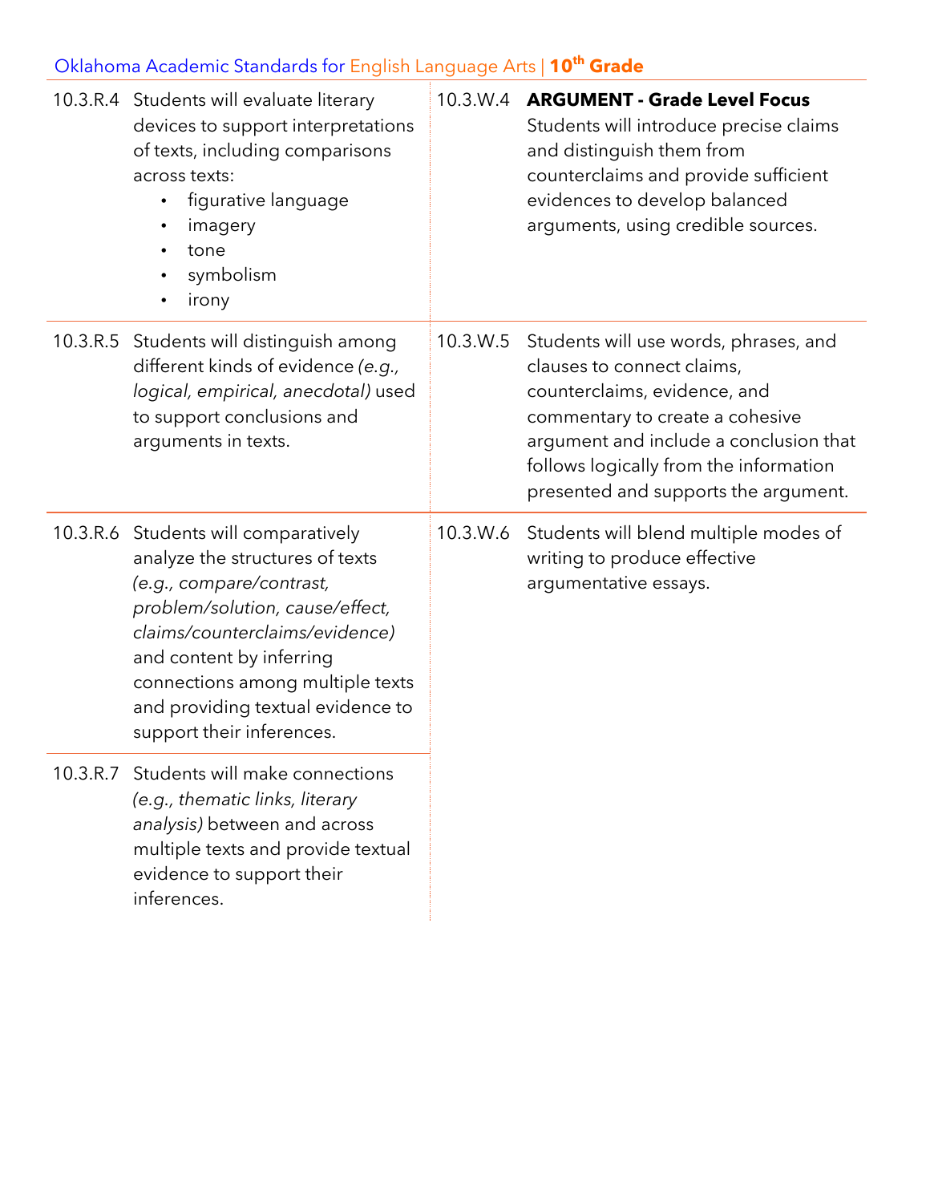| Reading | | Writing | |
|---|---|---|---|
| 10.3.R.4 | Students will evaluate literary devices to support interpretations of texts, including comparisons across texts:<br>• figurative language<br>• imagery<br>• tone<br>• symbolism<br>• irony | 10.3.W.4 | **ARGUMENT - Grade Level Focus**<br>Students will introduce precise claims and distinguish them from counterclaims and provide sufficient evidences to develop balanced arguments, using credible sources. |
| 10.3.R.5 | Students will distinguish among different kinds of evidence *(e.g., logical, empirical, anecdotal)* used to support conclusions and arguments in texts. | 10.3.W.5 | Students will use words, phrases, and clauses to connect claims, counterclaims, evidence, and commentary to create a cohesive argument and include a conclusion that follows logically from the information presented and supports the argument. |
| 10.3.R.6 | Students will comparatively analyze the structures of texts *(e.g., compare/contrast, problem/solution, cause/effect, claims/counterclaims/evidence)* and content by inferring connections among multiple texts and providing textual evidence to support their inferences. | 10.3.W.6 | Students will blend multiple modes of writing to produce effective argumentative essays. |
| 10.3.R.7 | Students will make connections *(e.g., thematic links, literary analysis)* between and across multiple texts and provide textual evidence to support their inferences. | | |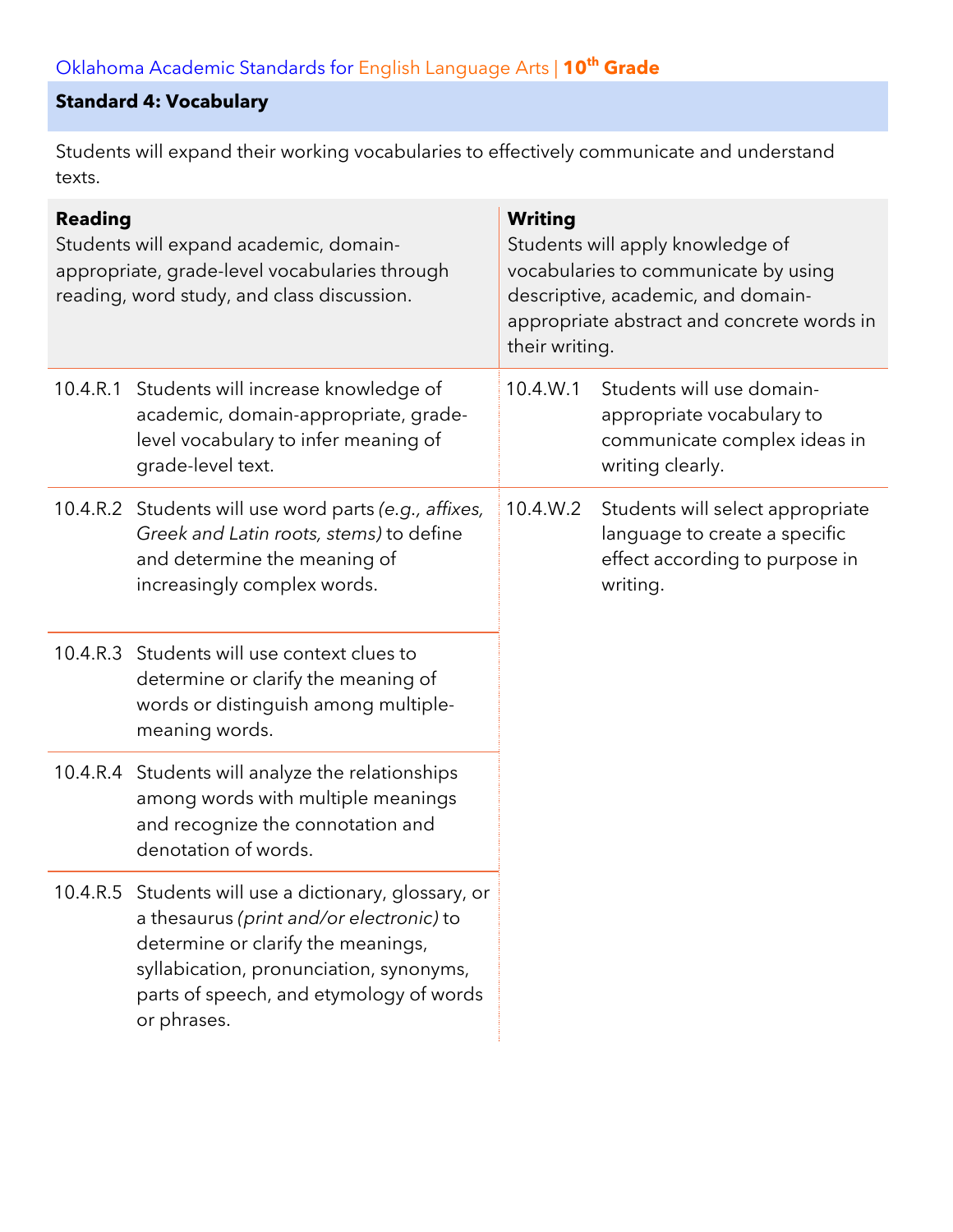Oklahoma Academic Standards for English Language Arts | **10th Grade**

## Standard 4: Vocabulary

Students will expand their working vocabularies to effectively communicate and understand texts.

| **Reading**<br>Students will expand academic, domain-appropriate, grade-level vocabularies through reading, word study, and class discussion. | **Writing**<br>Students will apply knowledge of vocabularies to communicate by using descriptive, academic, and domain-appropriate abstract and concrete words in their writing. |
| --- | --- |
| 10.4.R.1 Students will increase knowledge of academic, domain-appropriate, grade-level vocabulary to infer meaning of grade-level text. | 10.4.W.1 Students will use domain-appropriate vocabulary to communicate complex ideas in writing clearly. |
| 10.4.R.2 Students will use word parts *(e.g., affixes, Greek and Latin roots, stems)* to define and determine the meaning of increasingly complex words. | 10.4.W.2 Students will select appropriate language to create a specific effect according to purpose in writing. |
| 10.4.R.3 Students will use context clues to determine or clarify the meaning of words or distinguish among multiple-meaning words. | |
| 10.4.R.4 Students will analyze the relationships among words with multiple meanings and recognize the connotation and denotation of words. | |
| 10.4.R.5 Students will use a dictionary, glossary, or a thesaurus *(print and/or electronic)* to determine or clarify the meanings, syllabication, pronunciation, synonyms, parts of speech, and etymology of words or phrases. | |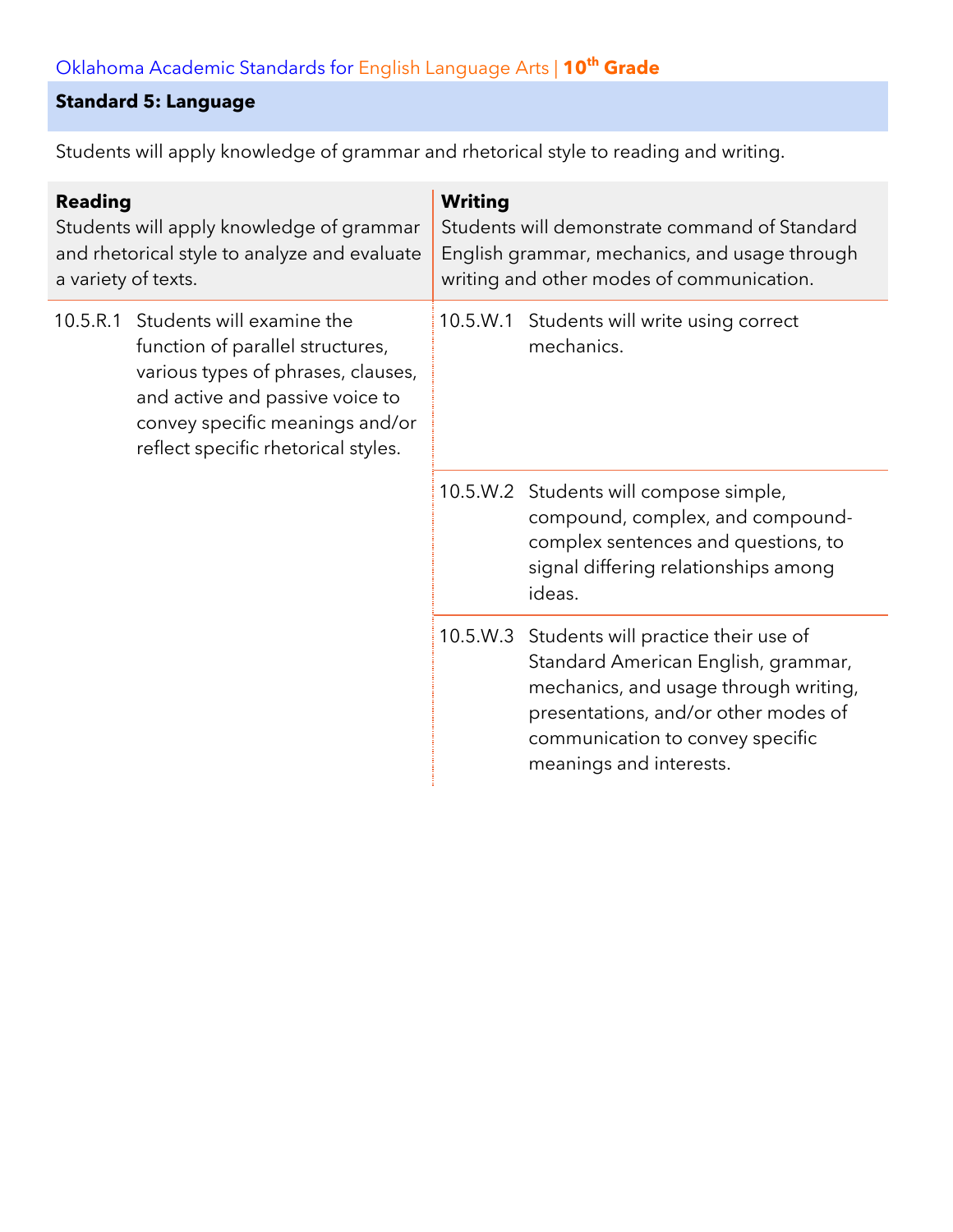Oklahoma Academic Standards for English Language Arts | **10th Grade**

## Standard 5: Language

Students will apply knowledge of grammar and rhetorical style to reading and writing.

| **Reading**<br>Students will apply knowledge of grammar and rhetorical style to analyze and evaluate a variety of texts. | **Writing**<br>Students will demonstrate command of Standard English grammar, mechanics, and usage through writing and other modes of communication. |
|---|---|
| 10.5.R.1 Students will examine the function of parallel structures, various types of phrases, clauses, and active and passive voice to convey specific meanings and/or reflect specific rhetorical styles. | 10.5.W.1 Students will write using correct mechanics. |
| | 10.5.W.2 Students will compose simple, compound, complex, and compound-complex sentences and questions, to signal differing relationships among ideas. |
| | 10.5.W.3 Students will practice their use of Standard American English, grammar, mechanics, and usage through writing, presentations, and/or other modes of communication to convey specific meanings and interests. |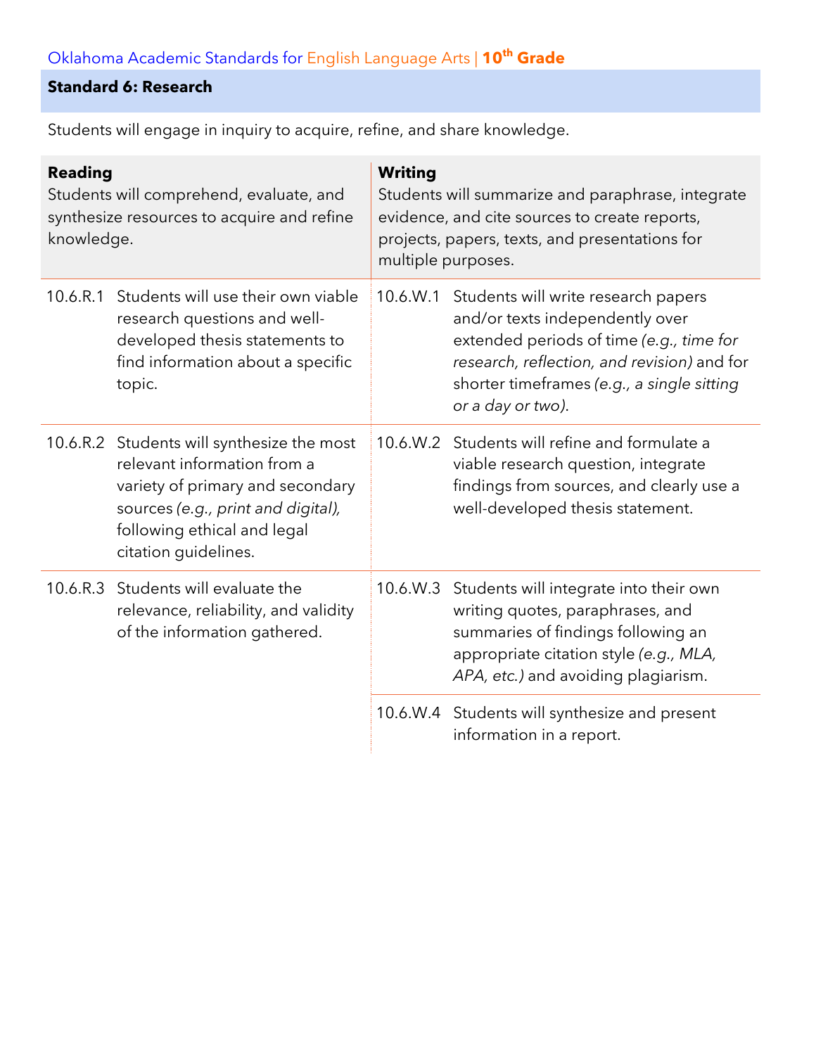Oklahoma Academic Standards for English Language Arts | **10th Grade**

## Standard 6: Research

Students will engage in inquiry to acquire, refine, and share knowledge.

| **Reading**<br>Students will comprehend, evaluate, and synthesize resources to acquire and refine knowledge. | | **Writing**<br>Students will summarize and paraphrase, integrate evidence, and cite sources to create reports, projects, papers, texts, and presentations for multiple purposes. | |
|---|---|---|---|
| 10.6.R.1 | Students will use their own viable research questions and well-developed thesis statements to find information about a specific topic. | 10.6.W.1 | Students will write research papers and/or texts independently over extended periods of time *(e.g., time for research, reflection, and revision)* and for shorter timeframes *(e.g., a single sitting or a day or two)*. |
| 10.6.R.2 | Students will synthesize the most relevant information from a variety of primary and secondary sources *(e.g., print and digital)*, following ethical and legal citation guidelines. | 10.6.W.2 | Students will refine and formulate a viable research question, integrate findings from sources, and clearly use a well-developed thesis statement. |
| 10.6.R.3 | Students will evaluate the relevance, reliability, and validity of the information gathered. | 10.6.W.3 | Students will integrate into their own writing quotes, paraphrases, and summaries of findings following an appropriate citation style *(e.g., MLA, APA, etc.)* and avoiding plagiarism. |
| | | 10.6.W.4 | Students will synthesize and present information in a report. |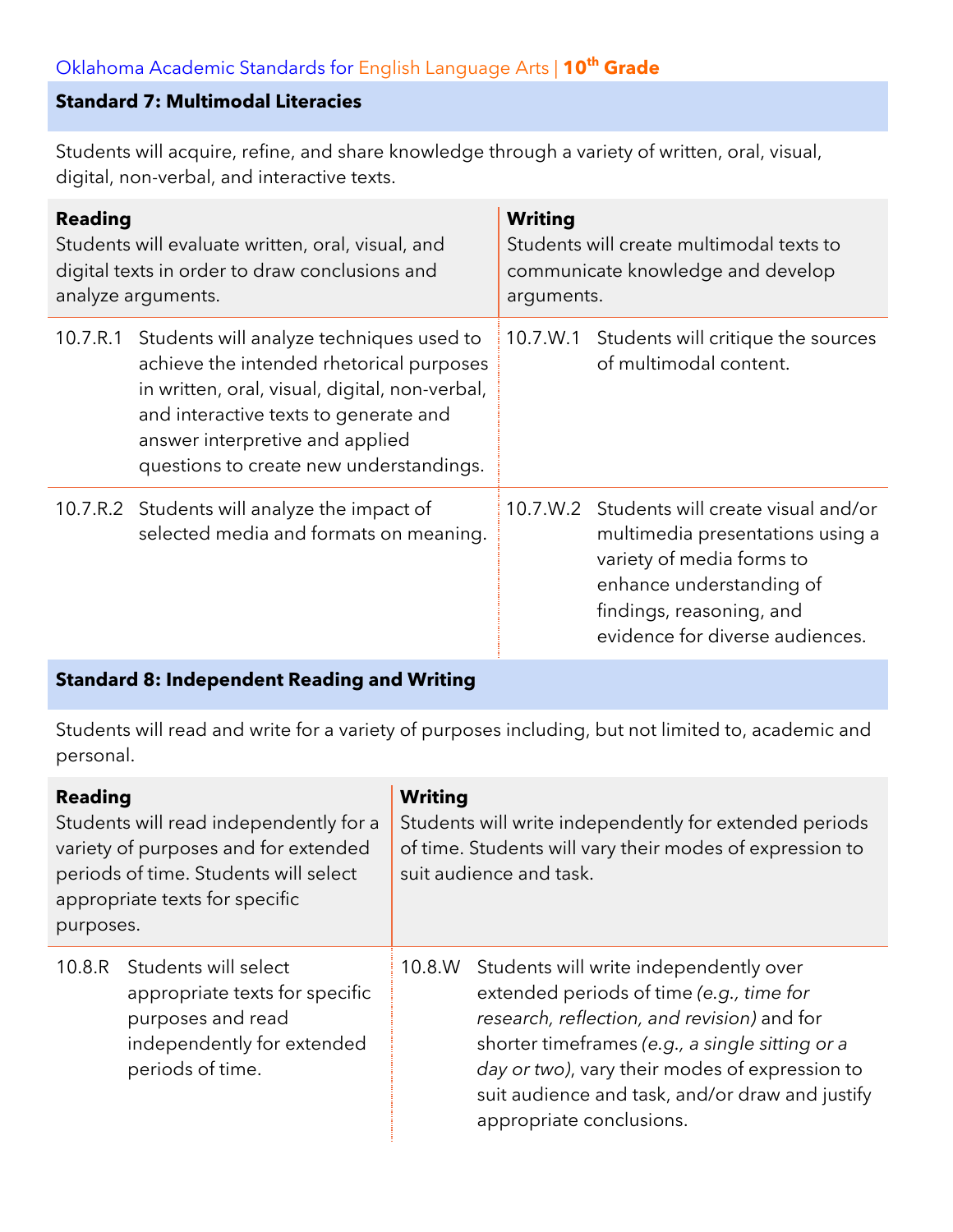## Standard 7: Multimodal Literacies

Students will acquire, refine, and share knowledge through a variety of written, oral, visual, digital, non-verbal, and interactive texts.

| **Reading**<br>Students will evaluate written, oral, visual, and digital texts in order to draw conclusions and analyze arguments. | | **Writing**<br>Students will create multimodal texts to communicate knowledge and develop arguments. | |
|---|---|---|---|
| 10.7.R.1 | Students will analyze techniques used to achieve the intended rhetorical purposes in written, oral, visual, digital, non-verbal, and interactive texts to generate and answer interpretive and applied questions to create new understandings. | 10.7.W.1 | Students will critique the sources of multimodal content. |
| 10.7.R.2 | Students will analyze the impact of selected media and formats on meaning. | 10.7.W.2 | Students will create visual and/or multimedia presentations using a variety of media forms to enhance understanding of findings, reasoning, and evidence for diverse audiences. |

## Standard 8: Independent Reading and Writing

Students will read and write for a variety of purposes including, but not limited to, academic and personal.

| **Reading**<br>Students will read independently for a variety of purposes and for extended periods of time. Students will select appropriate texts for specific purposes. | | **Writing**<br>Students will write independently for extended periods of time. Students will vary their modes of expression to suit audience and task. | |
|---|---|---|---|
| 10.8.R | Students will select appropriate texts for specific purposes and read independently for extended periods of time. | 10.8.W | Students will write independently over extended periods of time *(e.g., time for research, reflection, and revision)* and for shorter timeframes *(e.g., a single sitting or a day or two)*, vary their modes of expression to suit audience and task, and/or draw and justify appropriate conclusions. |